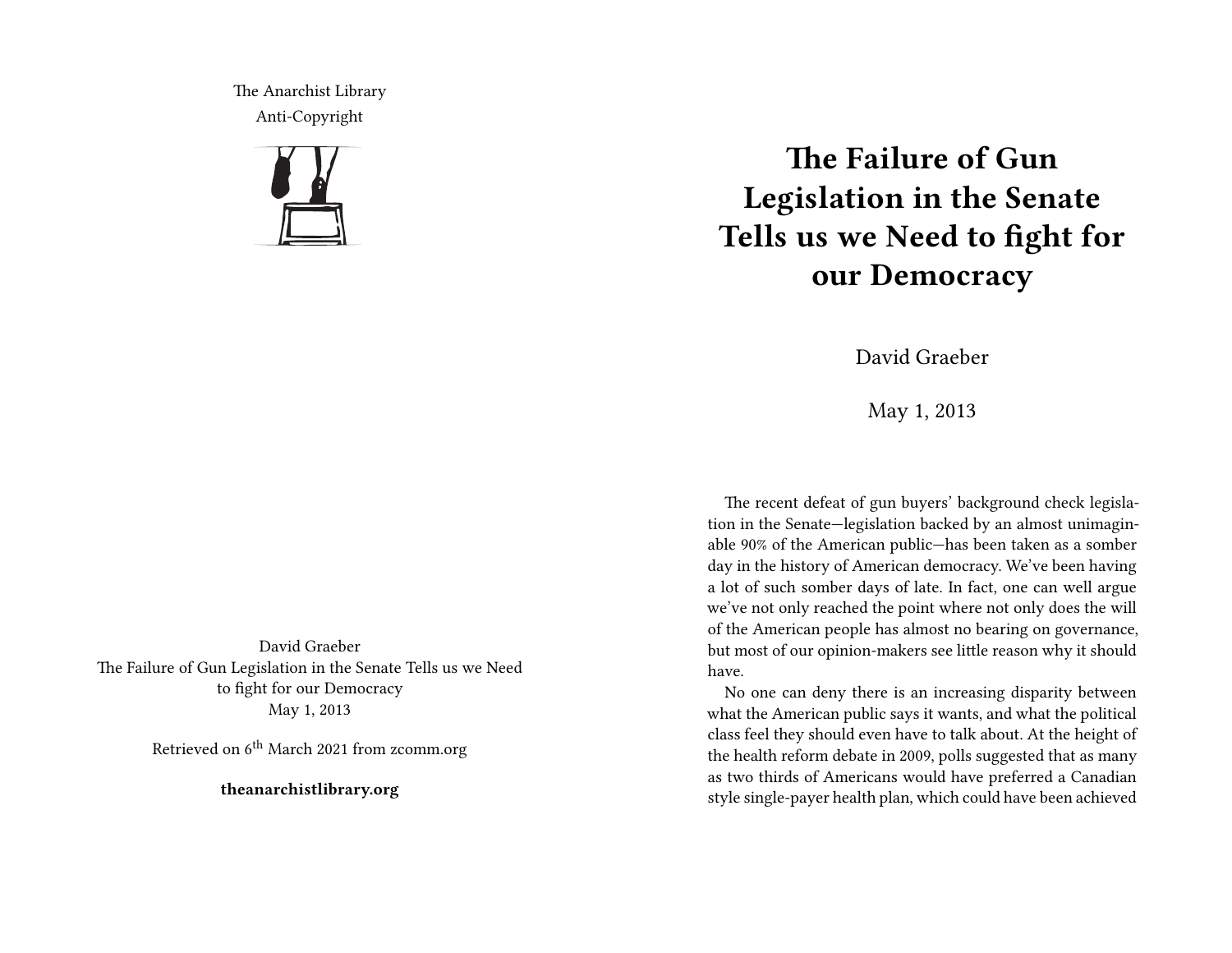The Anarchist Library
Anti-Copyright

David Graeber
The Failure of Gun Legislation in the Senate Tells us we Need to fight for our Democracy
May 1, 2013

Retrieved on 6th March 2021 from zcomm.org

**theanarchistlibrary.org**

# The Failure of Gun Legislation in the Senate Tells us we Need to fight for our Democracy

David Graeber

May 1, 2013

The recent defeat of gun buyers' background check legislation in the Senate—legislation backed by an almost unimaginable 90% of the American public—has been taken as a somber day in the history of American democracy. We've been having a lot of such somber days of late. In fact, one can well argue we've not only reached the point where not only does the will of the American people has almost no bearing on governance, but most of our opinion-makers see little reason why it should have.

No one can deny there is an increasing disparity between what the American public says it wants, and what the political class feel they should even have to talk about. At the height of the health reform debate in 2009, polls suggested that as many as two thirds of Americans would have preferred a Canadian style single-payer health plan, which could have been achieved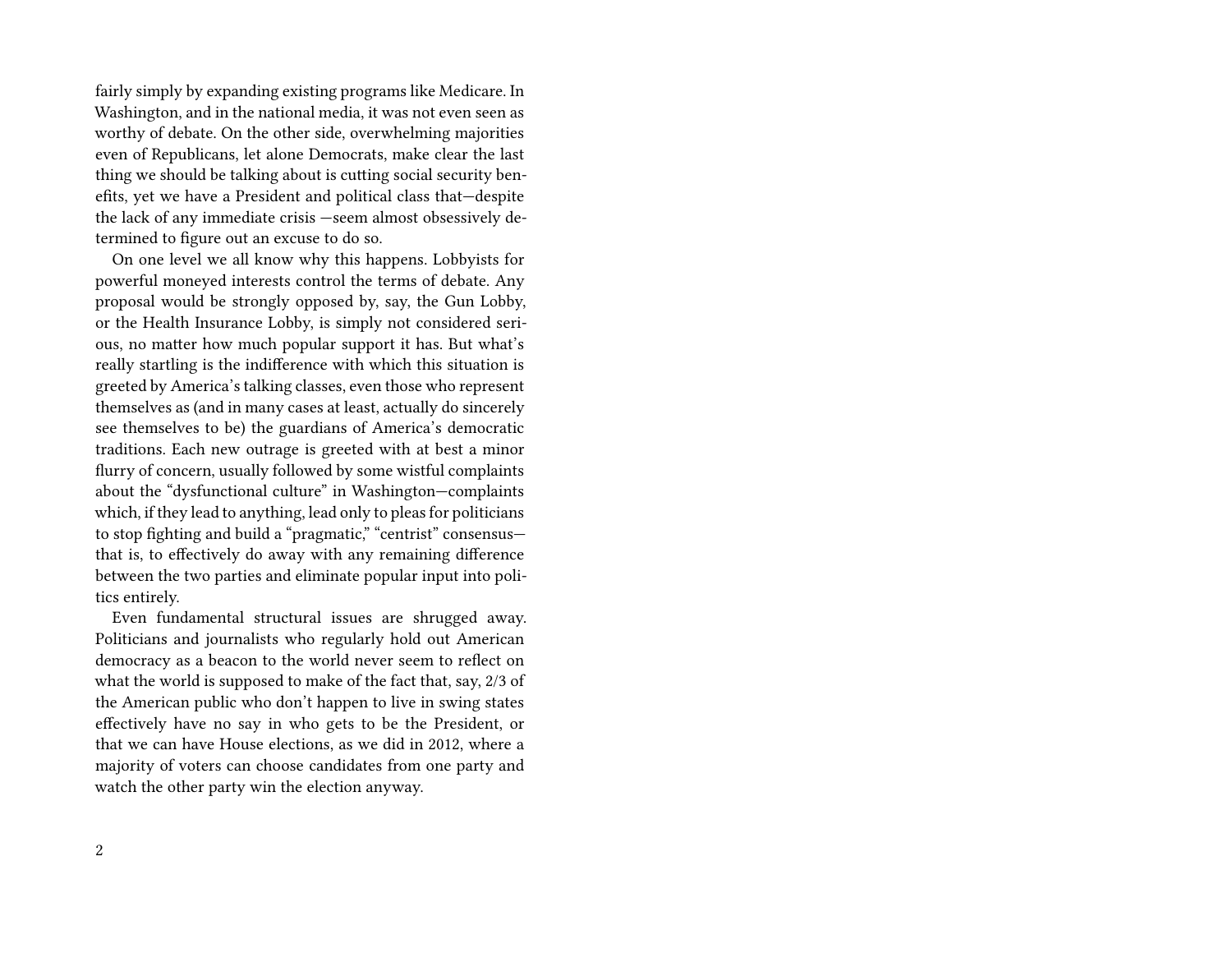fairly simply by expanding existing programs like Medicare. In Washington, and in the national media, it was not even seen as worthy of debate. On the other side, overwhelming majorities even of Republicans, let alone Democrats, make clear the last thing we should be talking about is cutting social security benefits, yet we have a President and political class that—despite the lack of any immediate crisis —seem almost obsessively determined to figure out an excuse to do so.

On one level we all know why this happens. Lobbyists for powerful moneyed interests control the terms of debate. Any proposal would be strongly opposed by, say, the Gun Lobby, or the Health Insurance Lobby, is simply not considered serious, no matter how much popular support it has. But what's really startling is the indifference with which this situation is greeted by America's talking classes, even those who represent themselves as (and in many cases at least, actually do sincerely see themselves to be) the guardians of America's democratic traditions. Each new outrage is greeted with at best a minor flurry of concern, usually followed by some wistful complaints about the "dysfunctional culture" in Washington—complaints which, if they lead to anything, lead only to pleas for politicians to stop fighting and build a "pragmatic," "centrist" consensus—that is, to effectively do away with any remaining difference between the two parties and eliminate popular input into politics entirely.

Even fundamental structural issues are shrugged away. Politicians and journalists who regularly hold out American democracy as a beacon to the world never seem to reflect on what the world is supposed to make of the fact that, say, 2/3 of the American public who don't happen to live in swing states effectively have no say in who gets to be the President, or that we can have House elections, as we did in 2012, where a majority of voters can choose candidates from one party and watch the other party win the election anyway.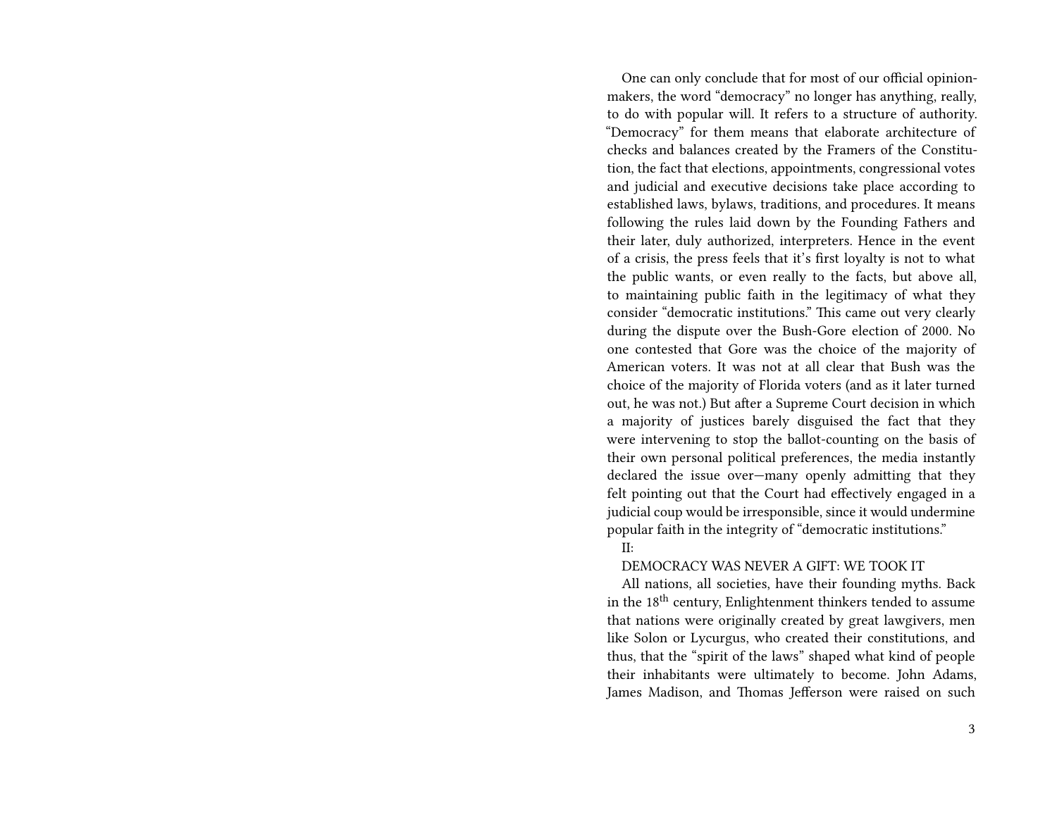One can only conclude that for most of our official opinion-makers, the word "democracy" no longer has anything, really, to do with popular will. It refers to a structure of authority. "Democracy" for them means that elaborate architecture of checks and balances created by the Framers of the Constitution, the fact that elections, appointments, congressional votes and judicial and executive decisions take place according to established laws, bylaws, traditions, and procedures. It means following the rules laid down by the Founding Fathers and their later, duly authorized, interpreters. Hence in the event of a crisis, the press feels that it's first loyalty is not to what the public wants, or even really to the facts, but above all, to maintaining public faith in the legitimacy of what they consider "democratic institutions." This came out very clearly during the dispute over the Bush-Gore election of 2000. No one contested that Gore was the choice of the majority of American voters. It was not at all clear that Bush was the choice of the majority of Florida voters (and as it later turned out, he was not.) But after a Supreme Court decision in which a majority of justices barely disguised the fact that they were intervening to stop the ballot-counting on the basis of their own personal political preferences, the media instantly declared the issue over—many openly admitting that they felt pointing out that the Court had effectively engaged in a judicial coup would be irresponsible, since it would undermine popular faith in the integrity of "democratic institutions."

## II:

## DEMOCRACY WAS NEVER A GIFT: WE TOOK IT

All nations, all societies, have their founding myths. Back in the 18th century, Enlightenment thinkers tended to assume that nations were originally created by great lawgivers, men like Solon or Lycurgus, who created their constitutions, and thus, that the "spirit of the laws" shaped what kind of people their inhabitants were ultimately to become. John Adams, James Madison, and Thomas Jefferson were raised on such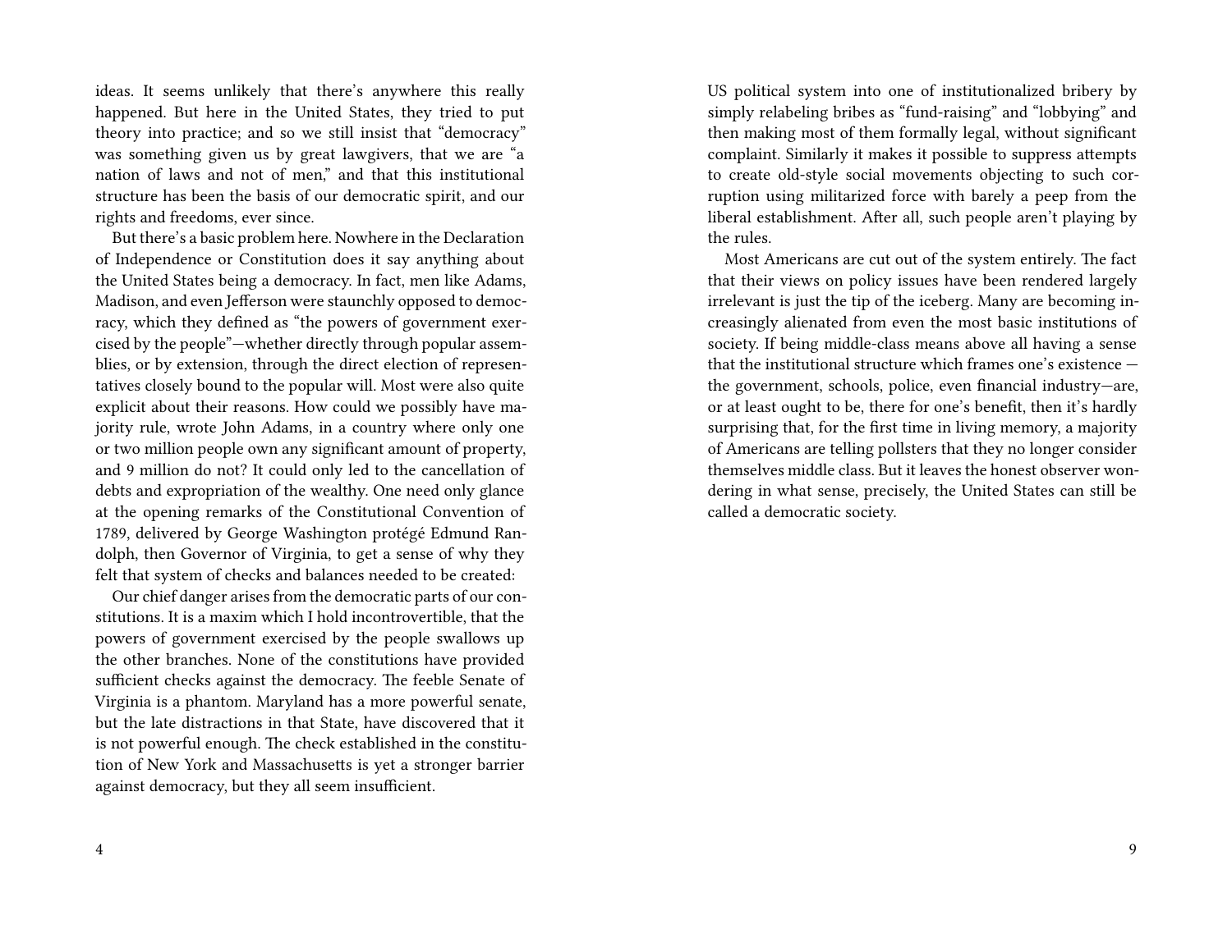ideas. It seems unlikely that there's anywhere this really happened. But here in the United States, they tried to put theory into practice; and so we still insist that "democracy" was something given us by great lawgivers, that we are "a nation of laws and not of men," and that this institutional structure has been the basis of our democratic spirit, and our rights and freedoms, ever since.

But there's a basic problem here. Nowhere in the Declaration of Independence or Constitution does it say anything about the United States being a democracy. In fact, men like Adams, Madison, and even Jefferson were staunchly opposed to democracy, which they defined as "the powers of government exercised by the people"—whether directly through popular assemblies, or by extension, through the direct election of representatives closely bound to the popular will. Most were also quite explicit about their reasons. How could we possibly have majority rule, wrote John Adams, in a country where only one or two million people own any significant amount of property, and 9 million do not? It could only led to the cancellation of debts and expropriation of the wealthy. One need only glance at the opening remarks of the Constitutional Convention of 1789, delivered by George Washington protégé Edmund Randolph, then Governor of Virginia, to get a sense of why they felt that system of checks and balances needed to be created:

Our chief danger arises from the democratic parts of our constitutions. It is a maxim which I hold incontrovertible, that the powers of government exercised by the people swallows up the other branches. None of the constitutions have provided sufficient checks against the democracy. The feeble Senate of Virginia is a phantom. Maryland has a more powerful senate, but the late distractions in that State, have discovered that it is not powerful enough. The check established in the constitution of New York and Massachusetts is yet a stronger barrier against democracy, but they all seem insufficient.

US political system into one of institutionalized bribery by simply relabeling bribes as "fund-raising" and "lobbying" and then making most of them formally legal, without significant complaint. Similarly it makes it possible to suppress attempts to create old-style social movements objecting to such corruption using militarized force with barely a peep from the liberal establishment. After all, such people aren't playing by the rules.

Most Americans are cut out of the system entirely. The fact that their views on policy issues have been rendered largely irrelevant is just the tip of the iceberg. Many are becoming increasingly alienated from even the most basic institutions of society. If being middle-class means above all having a sense that the institutional structure which frames one's existence — the government, schools, police, even financial industry—are, or at least ought to be, there for one's benefit, then it's hardly surprising that, for the first time in living memory, a majority of Americans are telling pollsters that they no longer consider themselves middle class. But it leaves the honest observer wondering in what sense, precisely, the United States can still be called a democratic society.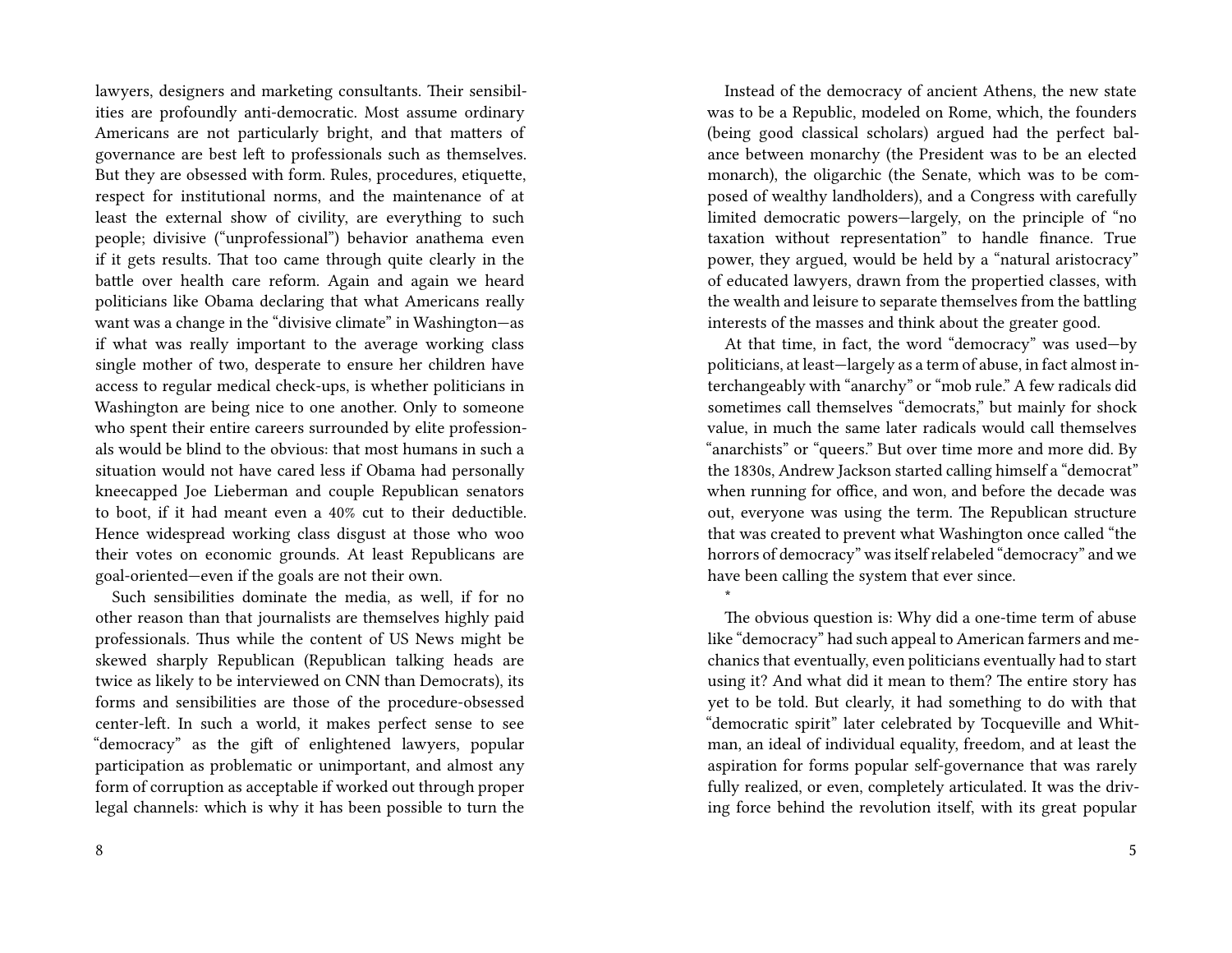lawyers, designers and marketing consultants. Their sensibilities are profoundly anti-democratic. Most assume ordinary Americans are not particularly bright, and that matters of governance are best left to professionals such as themselves. But they are obsessed with form. Rules, procedures, etiquette, respect for institutional norms, and the maintenance of at least the external show of civility, are everything to such people; divisive ("unprofessional") behavior anathema even if it gets results. That too came through quite clearly in the battle over health care reform. Again and again we heard politicians like Obama declaring that what Americans really want was a change in the "divisive climate" in Washington—as if what was really important to the average working class single mother of two, desperate to ensure her children have access to regular medical check-ups, is whether politicians in Washington are being nice to one another. Only to someone who spent their entire careers surrounded by elite professionals would be blind to the obvious: that most humans in such a situation would not have cared less if Obama had personally kneecapped Joe Lieberman and couple Republican senators to boot, if it had meant even a 40% cut to their deductible. Hence widespread working class disgust at those who woo their votes on economic grounds. At least Republicans are goal-oriented—even if the goals are not their own.

Such sensibilities dominate the media, as well, if for no other reason than that journalists are themselves highly paid professionals. Thus while the content of US News might be skewed sharply Republican (Republican talking heads are twice as likely to be interviewed on CNN than Democrats), its forms and sensibilities are those of the procedure-obsessed center-left. In such a world, it makes perfect sense to see "democracy" as the gift of enlightened lawyers, popular participation as problematic or unimportant, and almost any form of corruption as acceptable if worked out through proper legal channels: which is why it has been possible to turn the

Instead of the democracy of ancient Athens, the new state was to be a Republic, modeled on Rome, which, the founders (being good classical scholars) argued had the perfect balance between monarchy (the President was to be an elected monarch), the oligarchic (the Senate, which was to be composed of wealthy landholders), and a Congress with carefully limited democratic powers—largely, on the principle of "no taxation without representation" to handle finance. True power, they argued, would be held by a "natural aristocracy" of educated lawyers, drawn from the propertied classes, with the wealth and leisure to separate themselves from the battling interests of the masses and think about the greater good.

At that time, in fact, the word "democracy" was used—by politicians, at least—largely as a term of abuse, in fact almost interchangeably with "anarchy" or "mob rule." A few radicals did sometimes call themselves "democrats," but mainly for shock value, in much the same later radicals would call themselves "anarchists" or "queers." But over time more and more did. By the 1830s, Andrew Jackson started calling himself a "democrat" when running for office, and won, and before the decade was out, everyone was using the term. The Republican structure that was created to prevent what Washington once called "the horrors of democracy" was itself relabeled "democracy" and we have been calling the system that ever since.

*

The obvious question is: Why did a one-time term of abuse like "democracy" had such appeal to American farmers and mechanics that eventually, even politicians eventually had to start using it? And what did it mean to them? The entire story has yet to be told. But clearly, it had something to do with that "democratic spirit" later celebrated by Tocqueville and Whitman, an ideal of individual equality, freedom, and at least the aspiration for forms popular self-governance that was rarely fully realized, or even, completely articulated. It was the driving force behind the revolution itself, with its great popular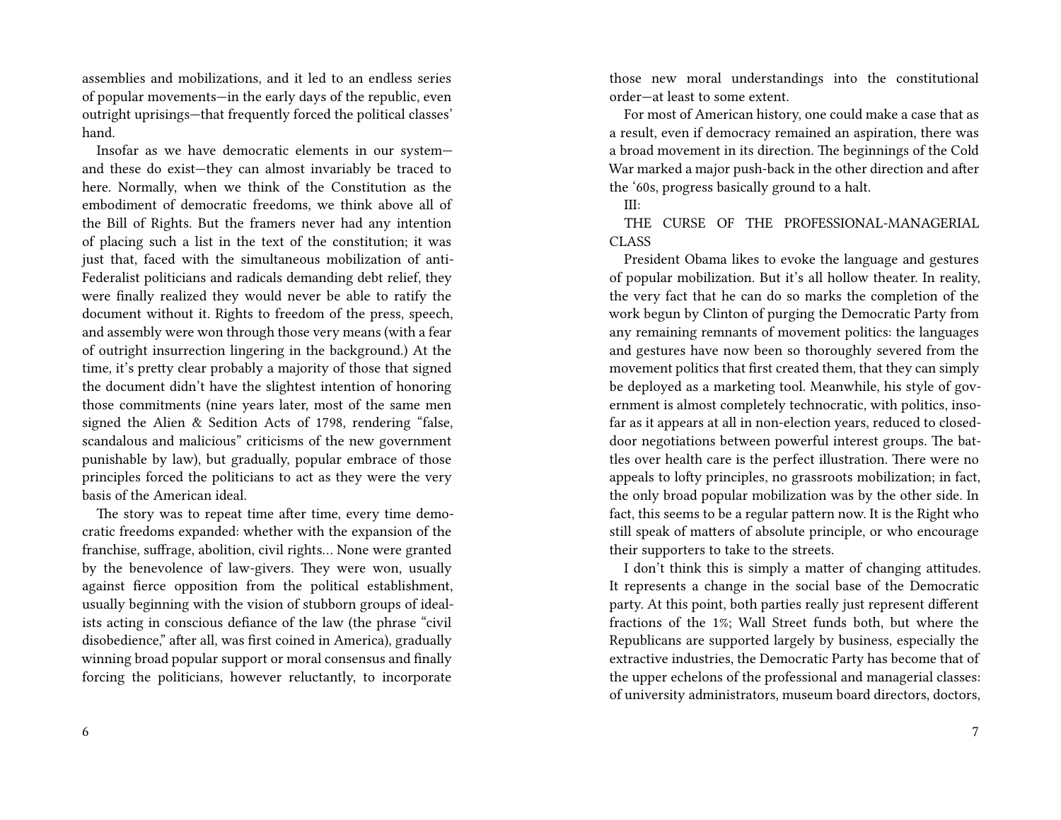assemblies and mobilizations, and it led to an endless series of popular movements—in the early days of the republic, even outright uprisings—that frequently forced the political classes' hand.

Insofar as we have democratic elements in our system—and these do exist—they can almost invariably be traced to here. Normally, when we think of the Constitution as the embodiment of democratic freedoms, we think above all of the Bill of Rights. But the framers never had any intention of placing such a list in the text of the constitution; it was just that, faced with the simultaneous mobilization of anti-Federalist politicians and radicals demanding debt relief, they were finally realized they would never be able to ratify the document without it. Rights to freedom of the press, speech, and assembly were won through those very means (with a fear of outright insurrection lingering in the background.) At the time, it's pretty clear probably a majority of those that signed the document didn't have the slightest intention of honoring those commitments (nine years later, most of the same men signed the Alien & Sedition Acts of 1798, rendering "false, scandalous and malicious" criticisms of the new government punishable by law), but gradually, popular embrace of those principles forced the politicians to act as they were the very basis of the American ideal.

The story was to repeat time after time, every time democratic freedoms expanded: whether with the expansion of the franchise, suffrage, abolition, civil rights… None were granted by the benevolence of law-givers. They were won, usually against fierce opposition from the political establishment, usually beginning with the vision of stubborn groups of idealists acting in conscious defiance of the law (the phrase "civil disobedience," after all, was first coined in America), gradually winning broad popular support or moral consensus and finally forcing the politicians, however reluctantly, to incorporate those new moral understandings into the constitutional order—at least to some extent.

For most of American history, one could make a case that as a result, even if democracy remained an aspiration, there was a broad movement in its direction. The beginnings of the Cold War marked a major push-back in the other direction and after the '60s, progress basically ground to a halt.

## III:

## THE CURSE OF THE PROFESSIONAL-MANAGERIAL CLASS

President Obama likes to evoke the language and gestures of popular mobilization. But it's all hollow theater. In reality, the very fact that he can do so marks the completion of the work begun by Clinton of purging the Democratic Party from any remaining remnants of movement politics: the languages and gestures have now been so thoroughly severed from the movement politics that first created them, that they can simply be deployed as a marketing tool. Meanwhile, his style of government is almost completely technocratic, with politics, insofar as it appears at all in non-election years, reduced to closed-door negotiations between powerful interest groups. The battles over health care is the perfect illustration. There were no appeals to lofty principles, no grassroots mobilization; in fact, the only broad popular mobilization was by the other side. In fact, this seems to be a regular pattern now. It is the Right who still speak of matters of absolute principle, or who encourage their supporters to take to the streets.

I don't think this is simply a matter of changing attitudes. It represents a change in the social base of the Democratic party. At this point, both parties really just represent different fractions of the 1%; Wall Street funds both, but where the Republicans are supported largely by business, especially the extractive industries, the Democratic Party has become that of the upper echelons of the professional and managerial classes: of university administrators, museum board directors, doctors,